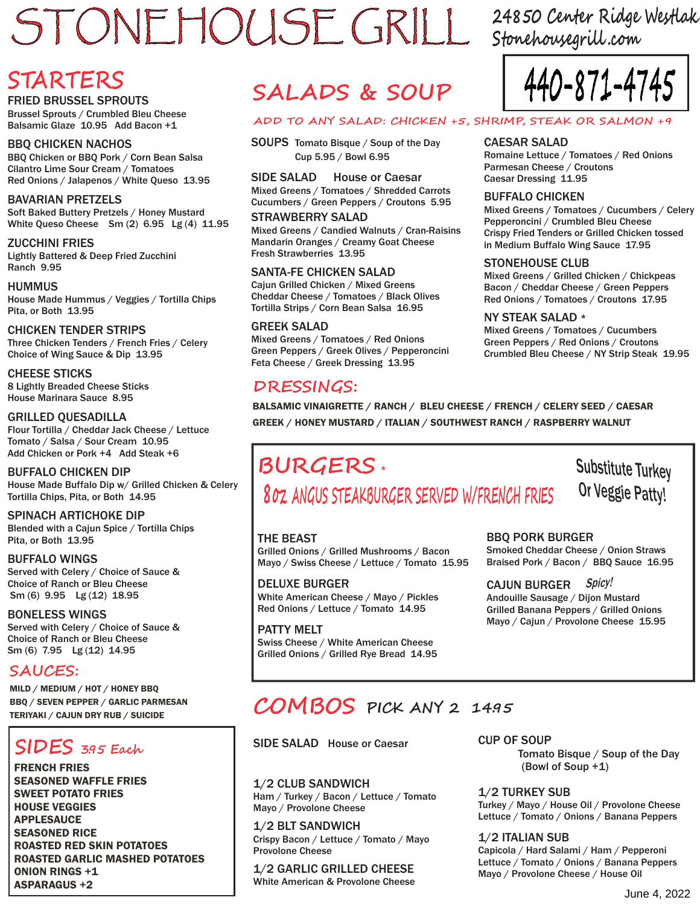# STONEHOUSE GRILL

24850 Center Ridge Westlak
Stonehousegrill.com

440-871-4745

## STARTERS

**FRIED BRUSSEL SPROUTS**
Brussel Sprouts / Crumbled Bleu Cheese
Balsamic Glaze 10.95 Add Bacon +1

**BBQ CHICKEN NACHOS**
BBQ Chicken or BBQ Pork / Corn Bean Salsa
Cilantro Lime Sour Cream / Tomatoes
Red Onions / Jalapenos / White Queso 13.95

**BAVARIAN PRETZELS**
Soft Baked Buttery Pretzels / Honey Mustard
White Queso Cheese Sm (2) 6.95 Lg (4) 11.95

**ZUCCHINI FRIES**
Lightly Battered & Deep Fried Zucchini
Ranch 9.95

**HUMMUS**
House Made Hummus / Veggies / Tortilla Chips
Pita, or Both 13.95

**CHICKEN TENDER STRIPS**
Three Chicken Tenders / French Fries / Celery
Choice of Wing Sauce & Dip 13.95

**CHEESE STICKS**
8 Lightly Breaded Cheese Sticks
House Marinara Sauce 8.95

**GRILLED QUESADILLA**
Flour Tortilla / Cheddar Jack Cheese / Lettuce
Tomato / Salsa / Sour Cream 10.95
Add Chicken or Pork +4 Add Steak +6

**BUFFALO CHICKEN DIP**
House Made Buffalo Dip w/ Grilled Chicken & Celery
Tortilla Chips, Pita, or Both 14.95

**SPINACH ARTICHOKE DIP**
Blended with a Cajun Spice / Tortilla Chips
Pita, or Both 13.95

**BUFFALO WINGS**
Served with Celery / Choice of Sauce &
Choice of Ranch or Bleu Cheese
Sm (6) 9.95 Lg (12) 18.95

**BONELESS WINGS**
Served with Celery / Choice of Sauce &
Choice of Ranch or Bleu Cheese
Sm (6) 7.95 Lg (12) 14.95

### SAUCES:

MILD / MEDIUM / HOT / HONEY BBQ
BBQ / SEVEN PEPPER / GARLIC PARMESAN
TERIYAKI / CAJUN DRY RUB / SUICIDE

## SIDES 3.95 Each

FRENCH FRIES
SEASONED WAFFLE FRIES
SWEET POTATO FRIES
HOUSE VEGGIES
APPLESAUCE
SEASONED RICE
ROASTED RED SKIN POTATOES
ROASTED GARLIC MASHED POTATOES
ONION RINGS +1
ASPARAGUS +2

## SALADS & SOUP

ADD TO ANY SALAD: CHICKEN +5, SHRIMP, STEAK OR SALMON +9

**SOUPS** Tomato Bisque / Soup of the Day
Cup 5.95 / Bowl 6.95

**SIDE SALAD** House or Caesar
Mixed Greens / Tomatoes / Shredded Carrots
Cucumbers / Green Peppers / Croutons 5.95

**STRAWBERRY SALAD**
Mixed Greens / Candied Walnuts / Cran-Raisins
Mandarin Oranges / Creamy Goat Cheese
Fresh Strawberries 13.95

**SANTA-FE CHICKEN SALAD**
Cajun Grilled Chicken / Mixed Greens
Cheddar Cheese / Tomatoes / Black Olives
Tortilla Strips / Corn Bean Salsa 16.95

**GREEK SALAD**
Mixed Greens / Tomatoes / Red Onions
Green Peppers / Greek Olives / Pepperoncini
Feta Cheese / Greek Dressing 13.95

**CAESAR SALAD**
Romaine Lettuce / Tomatoes / Red Onions
Parmesan Cheese / Croutons
Caesar Dressing 11.95

**BUFFALO CHICKEN**
Mixed Greens / Tomatoes / Cucumbers / Celery
Pepperoncini / Crumbled Bleu Cheese
Crispy Fried Tenders or Grilled Chicken tossed
in Medium Buffalo Wing Sauce 17.95

**STONEHOUSE CLUB**
Mixed Greens / Grilled Chicken / Chickpeas
Bacon / Cheddar Cheese / Green Peppers
Red Onions / Tomatoes / Croutons 17.95

**NY STEAK SALAD** *
Mixed Greens / Tomatoes / Cucumbers
Green Peppers / Red Onions / Croutons
Crumbled Bleu Cheese / NY Strip Steak 19.95

### DRESSINGS:

BALSAMIC VINAIGRETTE / RANCH / BLEU CHEESE / FRENCH / CELERY SEED / CAESAR
GREEK / HONEY MUSTARD / ITALIAN / SOUTHWEST RANCH / RASPBERRY WALNUT

## BURGERS *

8oz ANGUS STEAKBURGER SERVED W/FRENCH FRIES

Substitute Turkey Or Veggie Patty!

**THE BEAST**
Grilled Onions / Grilled Mushrooms / Bacon
Mayo / Swiss Cheese / Lettuce / Tomato 15.95

**DELUXE BURGER**
White American Cheese / Mayo / Pickles
Red Onions / Lettuce / Tomato 14.95

**PATTY MELT**
Swiss Cheese / White American Cheese
Grilled Onions / Grilled Rye Bread 14.95

**BBQ PORK BURGER**
Smoked Cheddar Cheese / Onion Straws
Braised Pork / Bacon / BBQ Sauce 16.95

**CAJUN BURGER** *Spicy!*
Andouille Sausage / Dijon Mustard
Grilled Banana Peppers / Grilled Onions
Mayo / Cajun / Provolone Cheese 15.95

## COMBOS PICK ANY 2 14.95

**SIDE SALAD** House or Caesar

**1/2 CLUB SANDWICH**
Ham / Turkey / Bacon / Lettuce / Tomato
Mayo / Provolone Cheese

**1/2 BLT SANDWICH**
Crispy Bacon / Lettuce / Tomato / Mayo
Provolone Cheese

**1/2 GARLIC GRILLED CHEESE**
White American & Provolone Cheese

**CUP OF SOUP**
Tomato Bisque / Soup of the Day
(Bowl of Soup +1)

**1/2 TURKEY SUB**
Turkey / Mayo / House Oil / Provolone Cheese
Lettuce / Tomato / Onions / Banana Peppers

**1/2 ITALIAN SUB**
Capicola / Hard Salami / Ham / Pepperoni
Lettuce / Tomato / Onions / Banana Peppers
Mayo / Provolone Cheese / House Oil

June 4, 2022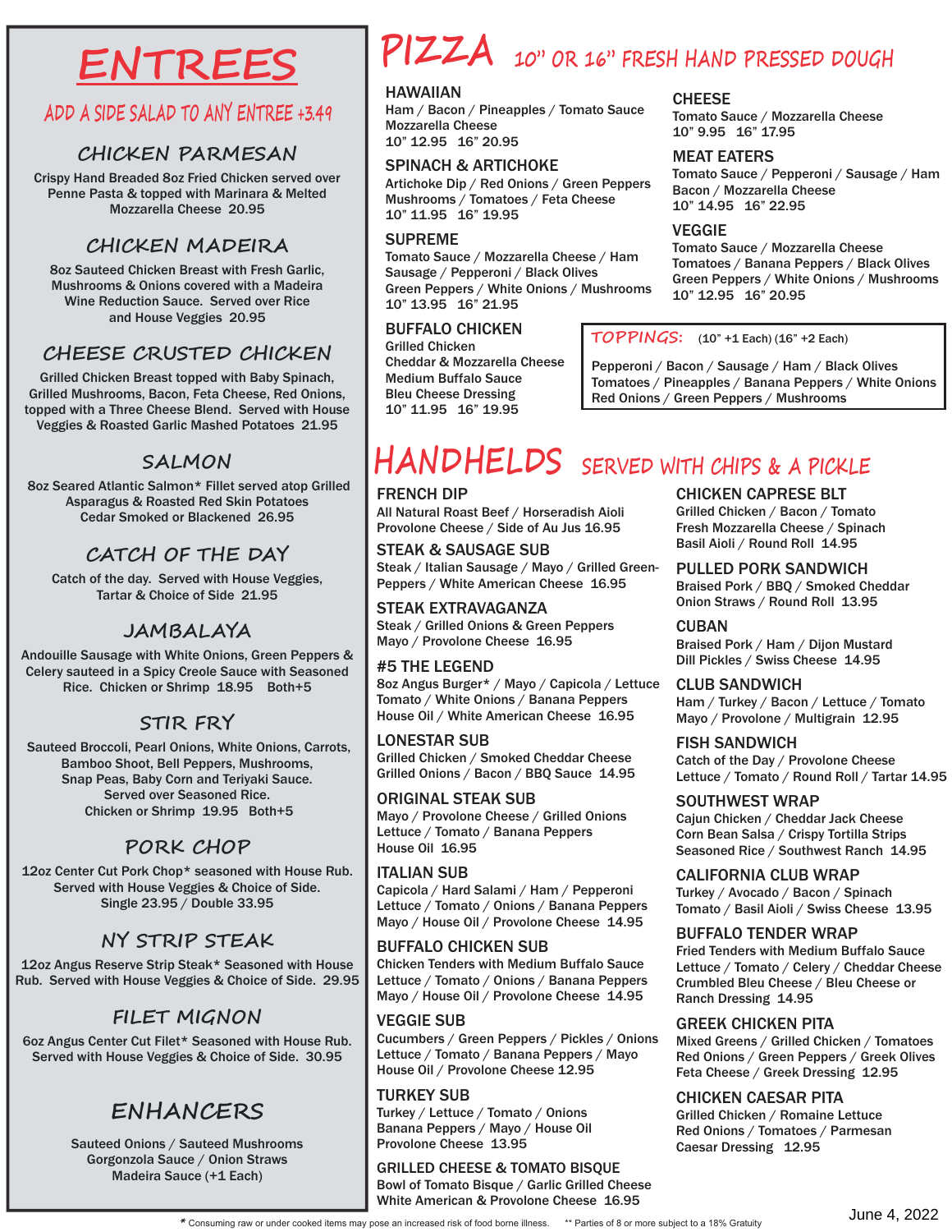# ENTREES

ADD A SIDE SALAD TO ANY ENTREE +3.49

## CHICKEN PARMESAN

Crispy Hand Breaded 8oz Fried Chicken served over Penne Pasta & topped with Marinara & Melted Mozzarella Cheese 20.95

## CHICKEN MADEIRA

8oz Sauteed Chicken Breast with Fresh Garlic, Mushrooms & Onions covered with a Madeira Wine Reduction Sauce. Served over Rice and House Veggies 20.95

## CHEESE CRUSTED CHICKEN

Grilled Chicken Breast topped with Baby Spinach, Grilled Mushrooms, Bacon, Feta Cheese, Red Onions, topped with a Three Cheese Blend. Served with House Veggies & Roasted Garlic Mashed Potatoes 21.95

## SALMON

8oz Seared Atlantic Salmon* Fillet served atop Grilled Asparagus & Roasted Red Skin Potatoes Cedar Smoked or Blackened 26.95

## CATCH OF THE DAY

Catch of the day. Served with House Veggies, Tartar & Choice of Side 21.95

## JAMBALAYA

Andouille Sausage with White Onions, Green Peppers & Celery sauteed in a Spicy Creole Sauce with Seasoned Rice. Chicken or Shrimp 18.95 Both+5

## STIR FRY

Sauteed Broccoli, Pearl Onions, White Onions, Carrots, Bamboo Shoot, Bell Peppers, Mushrooms, Snap Peas, Baby Corn and Teriyaki Sauce. Served over Seasoned Rice. Chicken or Shrimp 19.95 Both+5

## PORK CHOP

12oz Center Cut Pork Chop* seasoned with House Rub. Served with House Veggies & Choice of Side. Single 23.95 / Double 33.95

## NY STRIP STEAK

12oz Angus Reserve Strip Steak* Seasoned with House Rub. Served with House Veggies & Choice of Side. 29.95

## FILET MIGNON

6oz Angus Center Cut Filet* Seasoned with House Rub. Served with House Veggies & Choice of Side. 30.95

## ENHANCERS

Sauteed Onions / Sauteed Mushrooms
Gorgonzola Sauce / Onion Straws
Madeira Sauce (+1 Each)

# PIZZA 10" OR 16" FRESH HAND PRESSED DOUGH

### HAWAIIAN
Ham / Bacon / Pineapples / Tomato Sauce Mozzarella Cheese
10" 12.95 16" 20.95

### SPINACH & ARTICHOKE
Artichoke Dip / Red Onions / Green Peppers Mushrooms / Tomatoes / Feta Cheese
10" 11.95 16" 19.95

### SUPREME
Tomato Sauce / Mozzarella Cheese / Ham Sausage / Pepperoni / Black Olives Green Peppers / White Onions / Mushrooms
10" 13.95 16" 21.95

### BUFFALO CHICKEN
Grilled Chicken
Cheddar & Mozzarella Cheese
Medium Buffalo Sauce
Bleu Cheese Dressing
10" 11.95 16" 19.95

### CHEESE
Tomato Sauce / Mozzarella Cheese
10" 9.95 16" 17.95

### MEAT EATERS
Tomato Sauce / Pepperoni / Sausage / Ham Bacon / Mozzarella Cheese
10" 14.95 16" 22.95

### VEGGIE
Tomato Sauce / Mozzarella Cheese Tomatoes / Banana Peppers / Black Olives Green Peppers / White Onions / Mushrooms
10" 12.95 16" 20.95

### TOPPINGS: (10" +1 Each) (16" +2 Each)
Pepperoni / Bacon / Sausage / Ham / Black Olives Tomatoes / Pineapples / Banana Peppers / White Onions Red Onions / Green Peppers / Mushrooms

# HANDHELDS SERVED WITH CHIPS & A PICKLE

### FRENCH DIP
All Natural Roast Beef / Horseradish Aioli Provolone Cheese / Side of Au Jus 16.95

### STEAK & SAUSAGE SUB
Steak / Italian Sausage / Mayo / Grilled Green-Peppers / White American Cheese 16.95

### STEAK EXTRAVAGANZA
Steak / Grilled Onions & Green Peppers Mayo / Provolone Cheese 16.95

### #5 THE LEGEND
8oz Angus Burger* / Mayo / Capicola / Lettuce Tomato / White Onions / Banana Peppers House Oil / White American Cheese 16.95

### LONESTAR SUB
Grilled Chicken / Smoked Cheddar Cheese Grilled Onions / Bacon / BBQ Sauce 14.95

### ORIGINAL STEAK SUB
Mayo / Provolone Cheese / Grilled Onions Lettuce / Tomato / Banana Peppers House Oil 16.95

### ITALIAN SUB
Capicola / Hard Salami / Ham / Pepperoni Lettuce / Tomato / Onions / Banana Peppers Mayo / House Oil / Provolone Cheese 14.95

### BUFFALO CHICKEN SUB
Chicken Tenders with Medium Buffalo Sauce Lettuce / Tomato / Onions / Banana Peppers Mayo / House Oil / Provolone Cheese 14.95

### VEGGIE SUB
Cucumbers / Green Peppers / Pickles / Onions Lettuce / Tomato / Banana Peppers / Mayo House Oil / Provolone Cheese 12.95

### TURKEY SUB
Turkey / Lettuce / Tomato / Onions Banana Peppers / Mayo / House Oil Provolone Cheese 13.95

### GRILLED CHEESE & TOMATO BISQUE
Bowl of Tomato Bisque / Garlic Grilled Cheese White American & Provolone Cheese 16.95

### CHICKEN CAPRESE BLT
Grilled Chicken / Bacon / Tomato Fresh Mozzarella Cheese / Spinach Basil Aioli / Round Roll 14.95

### PULLED PORK SANDWICH
Braised Pork / BBQ / Smoked Cheddar Onion Straws / Round Roll 13.95

### CUBAN
Braised Pork / Ham / Dijon Mustard Dill Pickles / Swiss Cheese 14.95

### CLUB SANDWICH
Ham / Turkey / Bacon / Lettuce / Tomato Mayo / Provolone / Multigrain 12.95

### FISH SANDWICH
Catch of the Day / Provolone Cheese Lettuce / Tomato / Round Roll / Tartar 14.95

### SOUTHWEST WRAP
Cajun Chicken / Cheddar Jack Cheese Corn Bean Salsa / Crispy Tortilla Strips Seasoned Rice / Southwest Ranch 14.95

### CALIFORNIA CLUB WRAP
Turkey / Avocado / Bacon / Spinach Tomato / Basil Aioli / Swiss Cheese 13.95

### BUFFALO TENDER WRAP
Fried Tenders with Medium Buffalo Sauce Lettuce / Tomato / Celery / Cheddar Cheese Crumbled Bleu Cheese / Bleu Cheese or Ranch Dressing 14.95

### GREEK CHICKEN PITA
Mixed Greens / Grilled Chicken / Tomatoes Red Onions / Green Peppers / Greek Olives Feta Cheese / Greek Dressing 12.95

### CHICKEN CAESAR PITA
Grilled Chicken / Romaine Lettuce Red Onions / Tomatoes / Parmesan Caesar Dressing 12.95

* Consuming raw or under cooked items may pose an increased risk of food borne illness. ** Parties of 8 or more subject to a 18% Gratuity

June 4, 2022